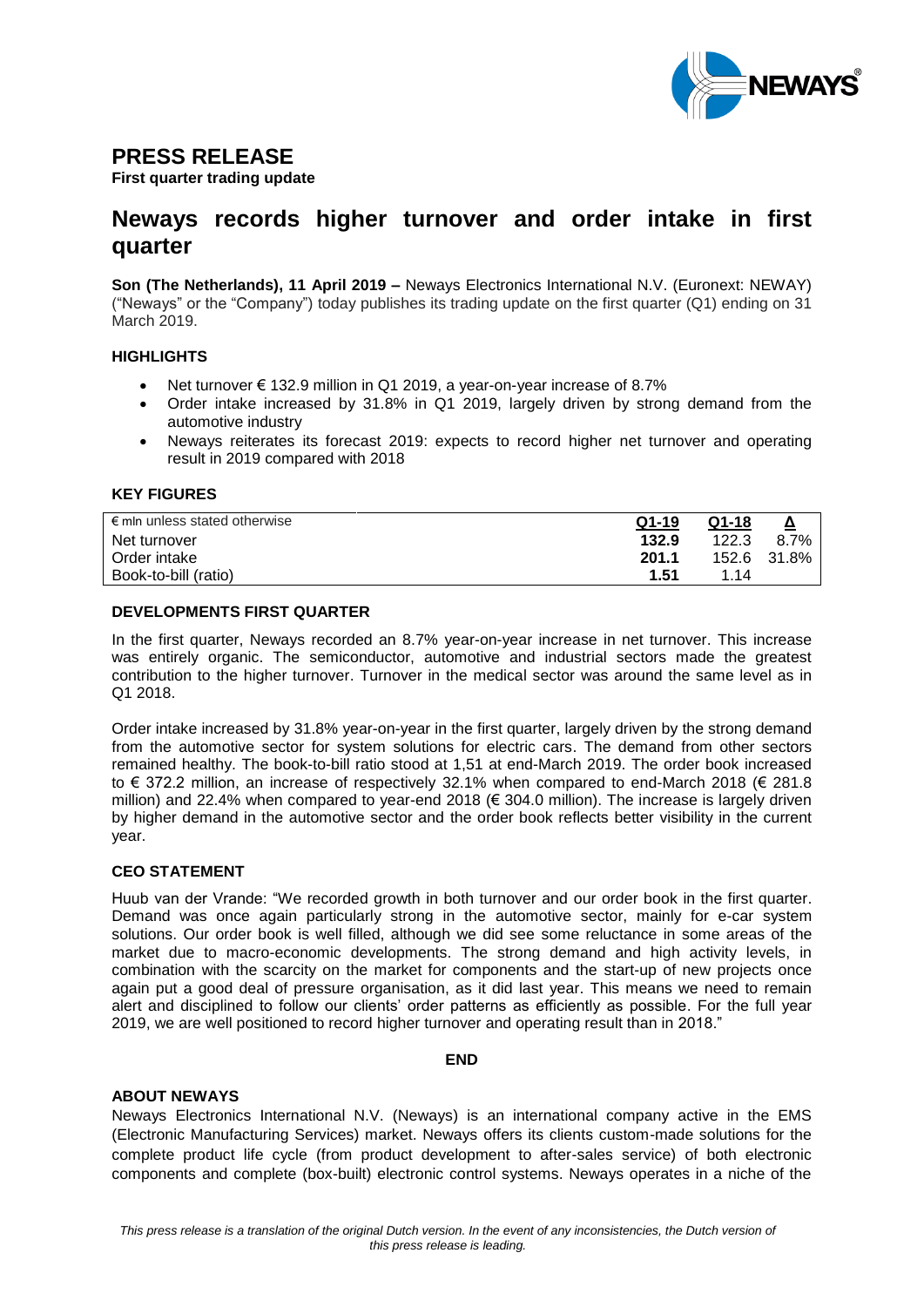# PRESS RELEASE

**First quarter trading update**

# Newways records higher turnover and order intake in first quarter

**Son (The Netherlands), 11 April 2019 –** Neways Electronics International N.V. (Euronext: NEWAY) ("Neways" or the "Company") today publishes its trading update on the first quarter (Q1) ending on 31 March 2019.

### HIGHLIGHTS

- Net turnover € 132.9 million in Q1 2019, a year-on-year increase of 8.7%
- Order intake increased by 31.8% in Q1 2019, largely driven by strong demand from the automotive industry
- Neways reiterates its forecast 2019: expects to record higher net turnover and operating result in 2019 compared with 2018

### KEY FIGURES

| € mln unless stated otherwise | Q1-19 | Q1-18 | Δ |
|---|---|---|---|
| Net turnover | **132.9** | 122.3 | 8.7% |
| Order intake | **201.1** | 152.6 | 31.8% |
| Book-to-bill (ratio) | **1.51** | 1.14 | |

### DEVELOPMENTS FIRST QUARTER

In the first quarter, Neways recorded an 8.7% year-on-year increase in net turnover. This increase was entirely organic. The semiconductor, automotive and industrial sectors made the greatest contribution to the higher turnover. Turnover in the medical sector was around the same level as in Q1 2018.

Order intake increased by 31.8% year-on-year in the first quarter, largely driven by the strong demand from the automotive sector for system solutions for electric cars. The demand from other sectors remained healthy. The book-to-bill ratio stood at 1,51 at end-March 2019. The order book increased to € 372.2 million, an increase of respectively 32.1% when compared to end-March 2018 (€ 281.8 million) and 22.4% when compared to year-end 2018 (€ 304.0 million). The increase is largely driven by higher demand in the automotive sector and the order book reflects better visibility in the current year.

### CEO STATEMENT

Huub van der Vrande: "We recorded growth in both turnover and our order book in the first quarter. Demand was once again particularly strong in the automotive sector, mainly for e-car system solutions. Our order book is well filled, although we did see some reluctance in some areas of the market due to macro-economic developments. The strong demand and high activity levels, in combination with the scarcity on the market for components and the start-up of new projects once again put a good deal of pressure organisation, as it did last year. This means we need to remain alert and disciplined to follow our clients' order patterns as efficiently as possible. For the full year 2019, we are well positioned to record higher turnover and operating result than in 2018."

**END**

### ABOUT NEWAYS

Neways Electronics International N.V. (Neways) is an international company active in the EMS (Electronic Manufacturing Services) market. Neways offers its clients custom-made solutions for the complete product life cycle (from product development to after-sales service) of both electronic components and complete (box-built) electronic control systems. Neways operates in a niche of the

*This press release is a translation of the original Dutch version. In the event of any inconsistencies, the Dutch version of this press release is leading.*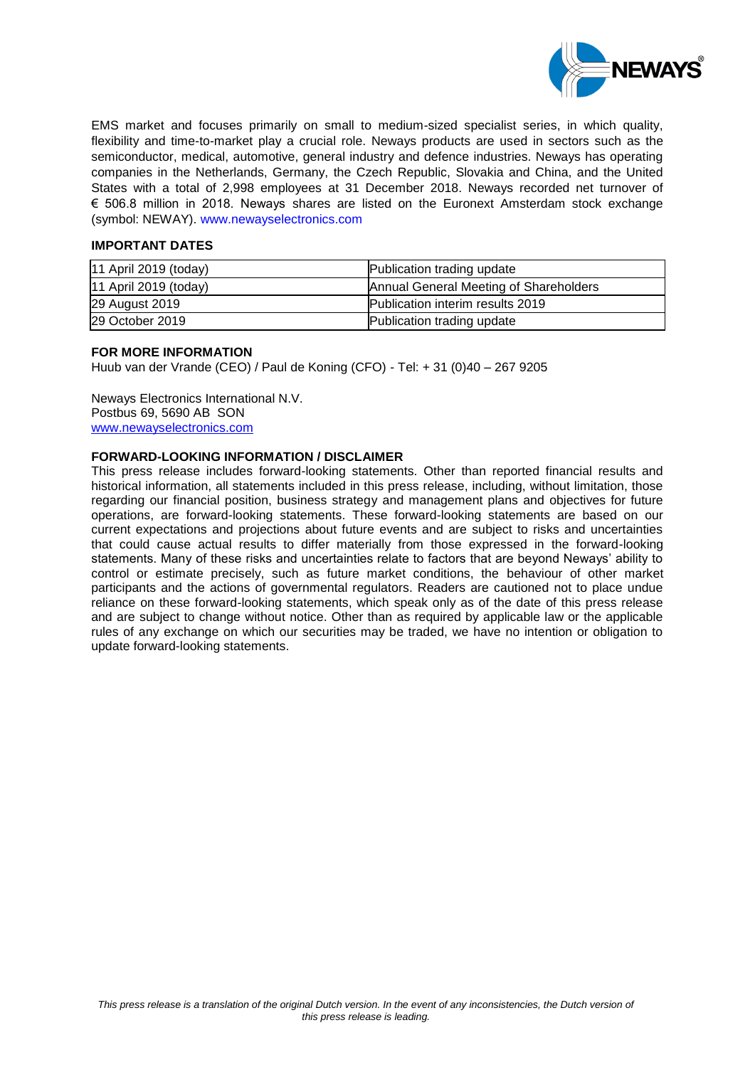EMS market and focuses primarily on small to medium-sized specialist series, in which quality, flexibility and time-to-market play a crucial role. Neways products are used in sectors such as the semiconductor, medical, automotive, general industry and defence industries. Neways has operating companies in the Netherlands, Germany, the Czech Republic, Slovakia and China, and the United States with a total of 2,998 employees at 31 December 2018. Neways recorded net turnover of € 506.8 million in 2018. Neways shares are listed on the Euronext Amsterdam stock exchange (symbol: NEWAY). www.newayselectronics.com

**IMPORTANT DATES**

| | |
|---|---|
| 11 April 2019 (today) | Publication trading update |
| 11 April 2019 (today) | Annual General Meeting of Shareholders |
| 29 August 2019 | Publication interim results 2019 |
| 29 October 2019 | Publication trading update |

**FOR MORE INFORMATION**

Huub van der Vrande (CEO) / Paul de Koning (CFO) - Tel: + 31 (0)40 – 267 9205

Neways Electronics International N.V.
Postbus 69, 5690 AB SON
www.newayselectronics.com

**FORWARD-LOOKING INFORMATION / DISCLAIMER**

This press release includes forward-looking statements. Other than reported financial results and historical information, all statements included in this press release, including, without limitation, those regarding our financial position, business strategy and management plans and objectives for future operations, are forward-looking statements. These forward-looking statements are based on our current expectations and projections about future events and are subject to risks and uncertainties that could cause actual results to differ materially from those expressed in the forward-looking statements. Many of these risks and uncertainties relate to factors that are beyond Neways' ability to control or estimate precisely, such as future market conditions, the behaviour of other market participants and the actions of governmental regulators. Readers are cautioned not to place undue reliance on these forward-looking statements, which speak only as of the date of this press release and are subject to change without notice. Other than as required by applicable law or the applicable rules of any exchange on which our securities may be traded, we have no intention or obligation to update forward-looking statements.

*This press release is a translation of the original Dutch version. In the event of any inconsistencies, the Dutch version of this press release is leading.*